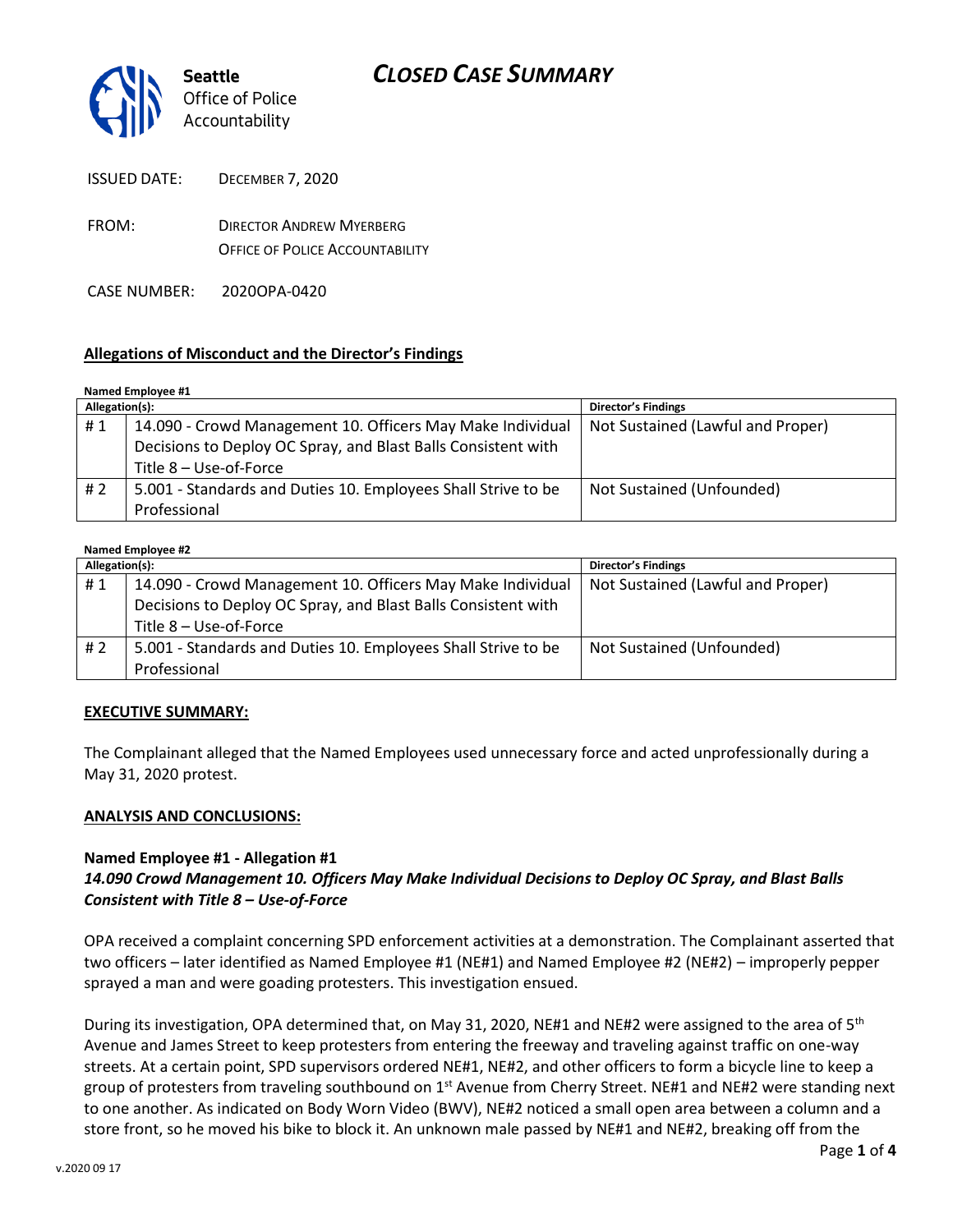**Seattle** Office of Police Accountability

# *CLOSED CASE SUMMARY*

ISSUED DATE: DECEMBER 7, 2020

FROM: DIRECTOR ANDREW MYERBERG
OFFICE OF POLICE ACCOUNTABILITY

CASE NUMBER: 2020OPA-0420

**Allegations of Misconduct and the Director's Findings**

**Named Employee #1**

| Allegation(s): | | Director's Findings |
|---|---|---|
| # 1 | 14.090 - Crowd Management 10. Officers May Make Individual Decisions to Deploy OC Spray, and Blast Balls Consistent with Title 8 – Use-of-Force | Not Sustained (Lawful and Proper) |
| # 2 | 5.001 - Standards and Duties 10. Employees Shall Strive to be Professional | Not Sustained (Unfounded) |

**Named Employee #2**

| Allegation(s): | | Director's Findings |
|---|---|---|
| # 1 | 14.090 - Crowd Management 10. Officers May Make Individual Decisions to Deploy OC Spray, and Blast Balls Consistent with Title 8 – Use-of-Force | Not Sustained (Lawful and Proper) |
| # 2 | 5.001 - Standards and Duties 10. Employees Shall Strive to be Professional | Not Sustained (Unfounded) |

**EXECUTIVE SUMMARY:**

The Complainant alleged that the Named Employees used unnecessary force and acted unprofessionally during a May 31, 2020 protest.

**ANALYSIS AND CONCLUSIONS:**

**Named Employee #1 - Allegation #1**
***14.090 Crowd Management 10. Officers May Make Individual Decisions to Deploy OC Spray, and Blast Balls Consistent with Title 8 – Use-of-Force***

OPA received a complaint concerning SPD enforcement activities at a demonstration. The Complainant asserted that two officers – later identified as Named Employee #1 (NE#1) and Named Employee #2 (NE#2) – improperly pepper sprayed a man and were goading protesters. This investigation ensued.

During its investigation, OPA determined that, on May 31, 2020, NE#1 and NE#2 were assigned to the area of 5th Avenue and James Street to keep protesters from entering the freeway and traveling against traffic on one-way streets. At a certain point, SPD supervisors ordered NE#1, NE#2, and other officers to form a bicycle line to keep a group of protesters from traveling southbound on 1st Avenue from Cherry Street. NE#1 and NE#2 were standing next to one another. As indicated on Body Worn Video (BWV), NE#2 noticed a small open area between a column and a store front, so he moved his bike to block it. An unknown male passed by NE#1 and NE#2, breaking off from the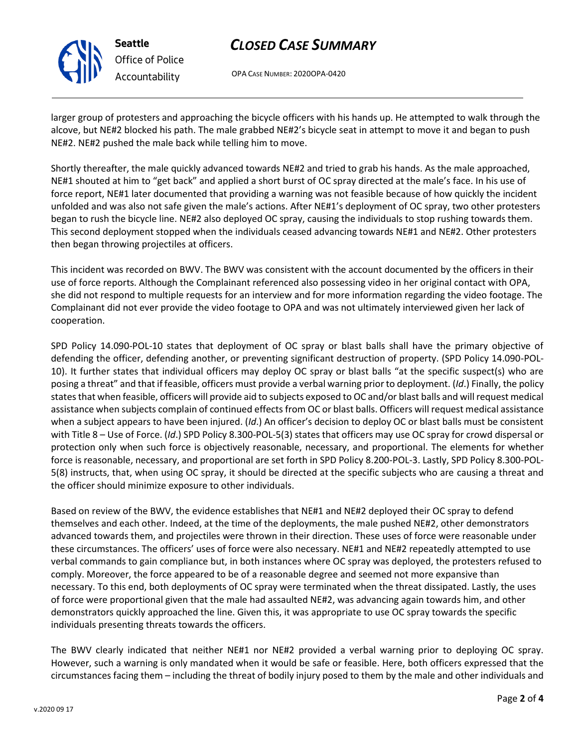larger group of protesters and approaching the bicycle officers with his hands up. He attempted to walk through the alcove, but NE#2 blocked his path. The male grabbed NE#2's bicycle seat in attempt to move it and began to push NE#2. NE#2 pushed the male back while telling him to move.

Shortly thereafter, the male quickly advanced towards NE#2 and tried to grab his hands. As the male approached, NE#1 shouted at him to "get back" and applied a short burst of OC spray directed at the male's face. In his use of force report, NE#1 later documented that providing a warning was not feasible because of how quickly the incident unfolded and was also not safe given the male's actions. After NE#1's deployment of OC spray, two other protesters began to rush the bicycle line. NE#2 also deployed OC spray, causing the individuals to stop rushing towards them. This second deployment stopped when the individuals ceased advancing towards NE#1 and NE#2. Other protesters then began throwing projectiles at officers.

This incident was recorded on BWV. The BWV was consistent with the account documented by the officers in their use of force reports. Although the Complainant referenced also possessing video in her original contact with OPA, she did not respond to multiple requests for an interview and for more information regarding the video footage. The Complainant did not ever provide the video footage to OPA and was not ultimately interviewed given her lack of cooperation.

SPD Policy 14.090-POL-10 states that deployment of OC spray or blast balls shall have the primary objective of defending the officer, defending another, or preventing significant destruction of property. (SPD Policy 14.090-POL-10). It further states that individual officers may deploy OC spray or blast balls "at the specific suspect(s) who are posing a threat" and that if feasible, officers must provide a verbal warning prior to deployment. (*Id*.) Finally, the policy states that when feasible, officers will provide aid to subjects exposed to OC and/or blast balls and will request medical assistance when subjects complain of continued effects from OC or blast balls. Officers will request medical assistance when a subject appears to have been injured. (*Id*.) An officer's decision to deploy OC or blast balls must be consistent with Title 8 – Use of Force. (*Id*.) SPD Policy 8.300-POL-5(3) states that officers may use OC spray for crowd dispersal or protection only when such force is objectively reasonable, necessary, and proportional. The elements for whether force is reasonable, necessary, and proportional are set forth in SPD Policy 8.200-POL-3. Lastly, SPD Policy 8.300-POL-5(8) instructs, that, when using OC spray, it should be directed at the specific subjects who are causing a threat and the officer should minimize exposure to other individuals.

Based on review of the BWV, the evidence establishes that NE#1 and NE#2 deployed their OC spray to defend themselves and each other. Indeed, at the time of the deployments, the male pushed NE#2, other demonstrators advanced towards them, and projectiles were thrown in their direction. These uses of force were reasonable under these circumstances. The officers' uses of force were also necessary. NE#1 and NE#2 repeatedly attempted to use verbal commands to gain compliance but, in both instances where OC spray was deployed, the protesters refused to comply. Moreover, the force appeared to be of a reasonable degree and seemed not more expansive than necessary. To this end, both deployments of OC spray were terminated when the threat dissipated. Lastly, the uses of force were proportional given that the male had assaulted NE#2, was advancing again towards him, and other demonstrators quickly approached the line. Given this, it was appropriate to use OC spray towards the specific individuals presenting threats towards the officers.

The BWV clearly indicated that neither NE#1 nor NE#2 provided a verbal warning prior to deploying OC spray. However, such a warning is only mandated when it would be safe or feasible. Here, both officers expressed that the circumstances facing them – including the threat of bodily injury posed to them by the male and other individuals and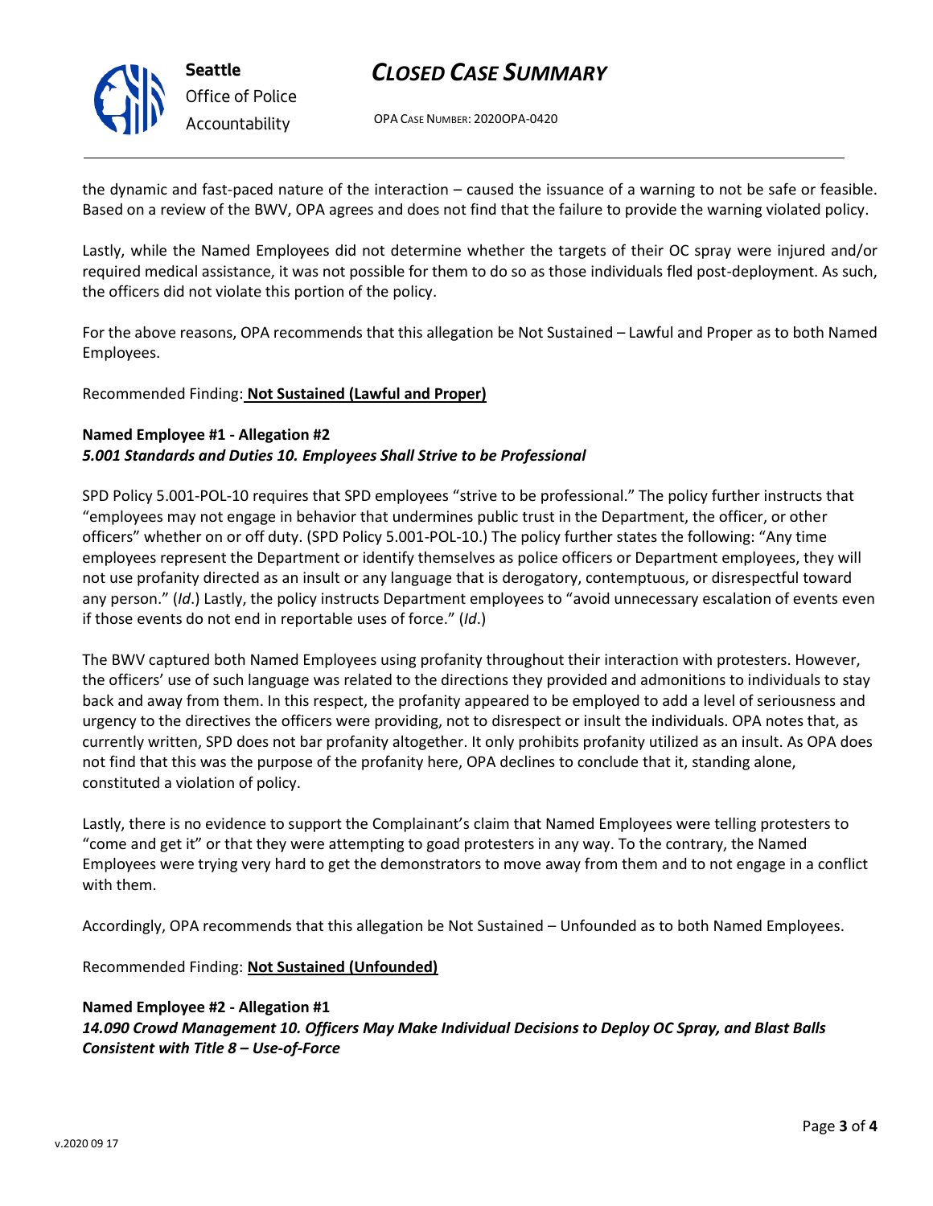the dynamic and fast-paced nature of the interaction – caused the issuance of a warning to not be safe or feasible. Based on a review of the BWV, OPA agrees and does not find that the failure to provide the warning violated policy.

Lastly, while the Named Employees did not determine whether the targets of their OC spray were injured and/or required medical assistance, it was not possible for them to do so as those individuals fled post-deployment. As such, the officers did not violate this portion of the policy.

For the above reasons, OPA recommends that this allegation be Not Sustained – Lawful and Proper as to both Named Employees.

Recommended Finding: **Not Sustained (Lawful and Proper)**

**Named Employee #1 - Allegation #2**
***5.001 Standards and Duties 10. Employees Shall Strive to be Professional***

SPD Policy 5.001-POL-10 requires that SPD employees "strive to be professional." The policy further instructs that "employees may not engage in behavior that undermines public trust in the Department, the officer, or other officers" whether on or off duty. (SPD Policy 5.001-POL-10.) The policy further states the following: "Any time employees represent the Department or identify themselves as police officers or Department employees, they will not use profanity directed as an insult or any language that is derogatory, contemptuous, or disrespectful toward any person." (*Id*.) Lastly, the policy instructs Department employees to "avoid unnecessary escalation of events even if those events do not end in reportable uses of force." (*Id*.)

The BWV captured both Named Employees using profanity throughout their interaction with protesters. However, the officers' use of such language was related to the directions they provided and admonitions to individuals to stay back and away from them. In this respect, the profanity appeared to be employed to add a level of seriousness and urgency to the directives the officers were providing, not to disrespect or insult the individuals. OPA notes that, as currently written, SPD does not bar profanity altogether. It only prohibits profanity utilized as an insult. As OPA does not find that this was the purpose of the profanity here, OPA declines to conclude that it, standing alone, constituted a violation of policy.

Lastly, there is no evidence to support the Complainant's claim that Named Employees were telling protesters to "come and get it" or that they were attempting to goad protesters in any way. To the contrary, the Named Employees were trying very hard to get the demonstrators to move away from them and to not engage in a conflict with them.

Accordingly, OPA recommends that this allegation be Not Sustained – Unfounded as to both Named Employees.

Recommended Finding: **Not Sustained (Unfounded)**

**Named Employee #2 - Allegation #1**
***14.090 Crowd Management 10. Officers May Make Individual Decisions to Deploy OC Spray, and Blast Balls Consistent with Title 8 – Use-of-Force***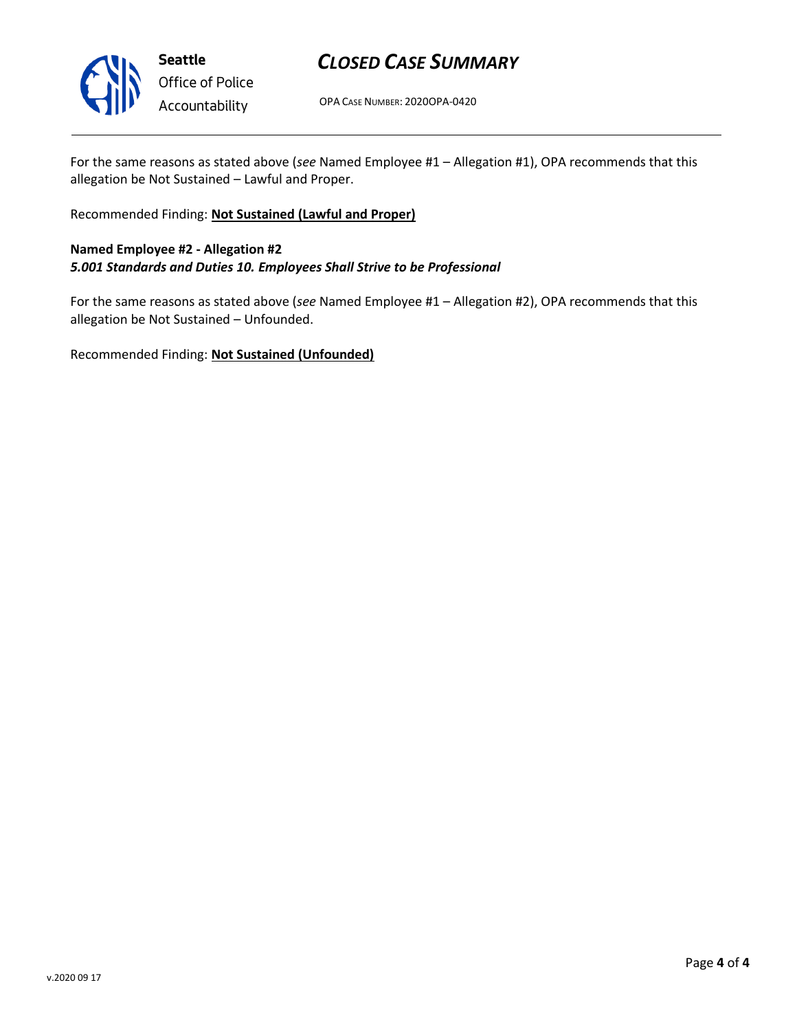For the same reasons as stated above (*see* Named Employee #1 – Allegation #1), OPA recommends that this allegation be Not Sustained – Lawful and Proper.

Recommended Finding: **Not Sustained (Lawful and Proper)**

**Named Employee #2 - Allegation #2**
***5.001 Standards and Duties 10. Employees Shall Strive to be Professional***

For the same reasons as stated above (*see* Named Employee #1 – Allegation #2), OPA recommends that this allegation be Not Sustained – Unfounded.

Recommended Finding: **Not Sustained (Unfounded)**